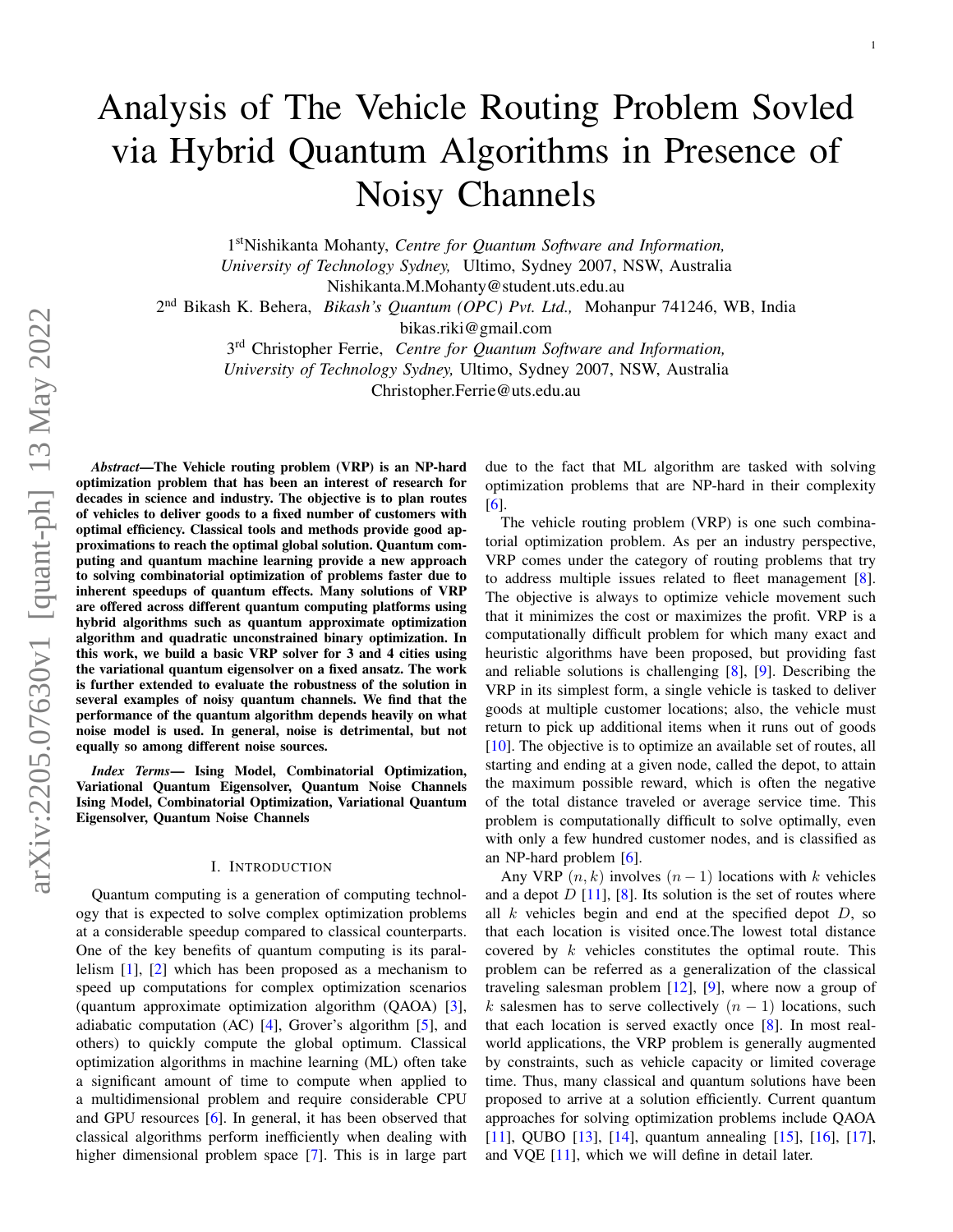# Analysis of The Vehicle Routing Problem Sovled via Hybrid Quantum Algorithms in Presence of Noisy Channels

1[st]Nishikanta Mohanty, *Centre for Quantum Software and Information, University of Technology Sydney,* Ultimo, Sydney 2007, NSW, Australia
Nishikanta.M.Mohanty@student.uts.edu.au

2[nd] Bikash K. Behera, *Bikash's Quantum (OPC) Pvt. Ltd.,* Mohanpur 741246, WB, India
bikas.riki@gmail.com

3[rd] Christopher Ferrie, *Centre for Quantum Software and Information, University of Technology Sydney,* Ultimo, Sydney 2007, NSW, Australia
Christopher.Ferrie@uts.edu.au

***Abstract*—The Vehicle routing problem (VRP) is an NP-hard optimization problem that has been an interest of research for decades in science and industry. The objective is to plan routes of vehicles to deliver goods to a fixed number of customers with optimal efficiency. Classical tools and methods provide good approximations to reach the optimal global solution. Quantum computing and quantum machine learning provide a new approach to solving combinatorial optimization of problems faster due to inherent speedups of quantum effects. Many solutions of VRP are offered across different quantum computing platforms using hybrid algorithms such as quantum approximate optimization algorithm and quadratic unconstrained binary optimization. In this work, we build a basic VRP solver for 3 and 4 cities using the variational quantum eigensolver on a fixed ansatz. The work is further extended to evaluate the robustness of the solution in several examples of noisy quantum channels. We find that the performance of the quantum algorithm depends heavily on what noise model is used. In general, noise is detrimental, but not equally so among different noise sources.**

***Index Terms*— Ising Model, Combinatorial Optimization, Variational Quantum Eigensolver, Quantum Noise Channels Ising Model, Combinatorial Optimization, Variational Quantum Eigensolver, Quantum Noise Channels**

## I. Introduction

Quantum computing is a generation of computing technology that is expected to solve complex optimization problems at a considerable speedup compared to classical counterparts. One of the key benefits of quantum computing is its parallelism [1], [2] which has been proposed as a mechanism to speed up computations for complex optimization scenarios (quantum approximate optimization algorithm (QAOA) [3], adiabatic computation (AC) [4], Grover's algorithm [5], and others) to quickly compute the global optimum. Classical optimization algorithms in machine learning (ML) often take a significant amount of time to compute when applied to a multidimensional problem and require considerable CPU and GPU resources [6]. In general, it has been observed that classical algorithms perform inefficiently when dealing with higher dimensional problem space [7]. This is in large part due to the fact that ML algorithm are tasked with solving optimization problems that are NP-hard in their complexity [6].

The vehicle routing problem (VRP) is one such combinatorial optimization problem. As per an industry perspective, VRP comes under the category of routing problems that try to address multiple issues related to fleet management [8]. The objective is always to optimize vehicle movement such that it minimizes the cost or maximizes the profit. VRP is a computationally difficult problem for which many exact and heuristic algorithms have been proposed, but providing fast and reliable solutions is challenging [8], [9]. Describing the VRP in its simplest form, a single vehicle is tasked to deliver goods at multiple customer locations; also, the vehicle must return to pick up additional items when it runs out of goods [10]. The objective is to optimize an available set of routes, all starting and ending at a given node, called the depot, to attain the maximum possible reward, which is often the negative of the total distance traveled or average service time. This problem is computationally difficult to solve optimally, even with only a few hundred customer nodes, and is classified as an NP-hard problem [6].

Any VRP $(n, k)$ involves $(n-1)$ locations with $k$ vehicles and a depot $D$ [11], [8]. Its solution is the set of routes where all $k$ vehicles begin and end at the specified depot $D$, so that each location is visited once.The lowest total distance covered by $k$ vehicles constitutes the optimal route. This problem can be referred as a generalization of the classical traveling salesman problem [12], [9], where now a group of $k$ salesmen has to serve collectively $(n-1)$ locations, such that each location is served exactly once [8]. In most real-world applications, the VRP problem is generally augmented by constraints, such as vehicle capacity or limited coverage time. Thus, many classical and quantum solutions have been proposed to arrive at a solution efficiently. Current quantum approaches for solving optimization problems include QAOA [11], QUBO [13], [14], quantum annealing [15], [16], [17], and VQE [11], which we will define in detail later.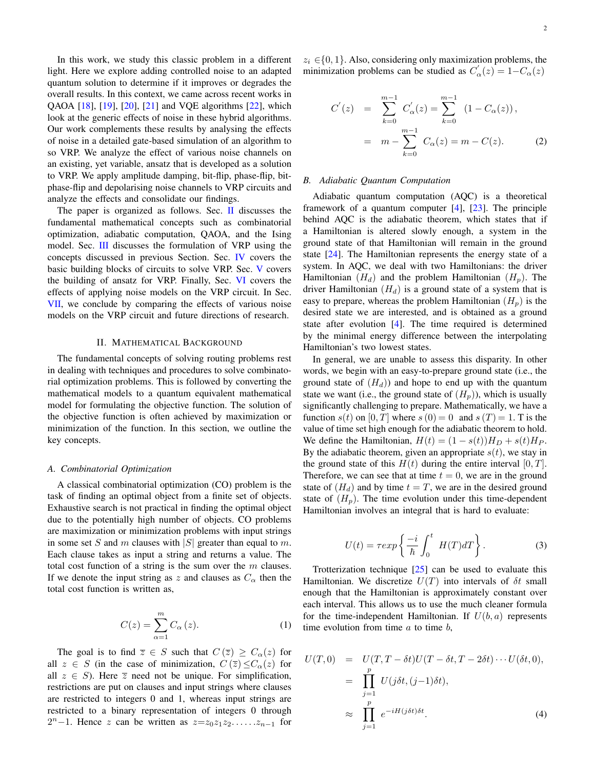In this work, we study this classic problem in a different light. Here we explore adding controlled noise to an adapted quantum solution to determine if it improves or degrades the overall results. In this context, we came across recent works in QAOA [18], [19], [20], [21] and VQE algorithms [22], which look at the generic effects of noise in these hybrid algorithms. Our work complements these results by analysing the effects of noise in a detailed gate-based simulation of an algorithm to so VRP. We analyze the effect of various noise channels on an existing, yet variable, ansatz that is developed as a solution to VRP. We apply amplitude damping, bit-flip, phase-flip, bit-phase-flip and depolarising noise channels to VRP circuits and analyze the effects and consolidate our findings.

The paper is organized as follows. Sec. II discusses the fundamental mathematical concepts such as combinatorial optimization, adiabatic computation, QAOA, and the Ising model. Sec. III discusses the formulation of VRP using the concepts discussed in previous Section. Sec. IV covers the basic building blocks of circuits to solve VRP. Sec. V covers the building of ansatz for VRP. Finally, Sec. VI covers the effects of applying noise models on the VRP circuit. In Sec. VII, we conclude by comparing the effects of various noise models on the VRP circuit and future directions of research.

## II. Mathematical Background

The fundamental concepts of solving routing problems rest in dealing with techniques and procedures to solve combinatorial optimization problems. This is followed by converting the mathematical models to a quantum equivalent mathematical model for formulating the objective function. The solution of the objective function is often achieved by maximization or minimization of the function. In this section, we outline the key concepts.

### A. Combinatorial Optimization

A classical combinatorial optimization (CO) problem is the task of finding an optimal object from a finite set of objects. Exhaustive search is not practical in finding the optimal object due to the potentially high number of objects. CO problems are maximization or minimization problems with input strings in some set $S$ and $m$ clauses with $|S|$ greater than equal to $m$. Each clause takes as input a string and returns a value. The total cost function of a string is the sum over the $m$ clauses. If we denote the input string as $z$ and clauses as $C_\alpha$ then the total cost function is written as,

$$C(z) = \sum_{\alpha=1}^{m} C_\alpha(z). \tag{1}$$

The goal is to find $\overline{z} \in S$ such that $C(\overline{z}) \geq C_\alpha(z)$ for all $z \in S$ (in the case of minimization, $C(\overline{z}) \leq C_\alpha(z)$ for all $z \in S$). Here $\overline{z}$ need not be unique. For simplification, restrictions are put on clauses and input strings where clauses are restricted to integers 0 and 1, whereas input strings are restricted to a binary representation of integers 0 through $2^n-1$. Hence $z$ can be written as $z = z_0 z_1 z_2 \ldots\ldots z_{n-1}$ for $z_i \in \{0,1\}$. Also, considering only maximization problems, the minimization problems can be studied as $C'_\alpha(z) = 1 - C_\alpha(z)$

$$\begin{aligned} C'(z) &= \sum_{k=0}^{m-1} C'_\alpha(z) = \sum_{k=0}^{m-1} \left(1 - C_\alpha(z)\right), \\ &= m - \sum_{k=0}^{m-1} C_\alpha(z) = m - C(z). \end{aligned} \tag{2}$$

### B. Adiabatic Quantum Computation

Adiabatic quantum computation (AQC) is a theoretical framework of a quantum computer [4], [23]. The principle behind AQC is the adiabatic theorem, which states that if a Hamiltonian is altered slowly enough, a system in the ground state of that Hamiltonian will remain in the ground state [24]. The Hamiltonian represents the energy state of a system. In AQC, we deal with two Hamiltonians: the driver Hamiltonian $(H_d)$ and the problem Hamiltonian $(H_p)$. The driver Hamiltonian $(H_d)$ is a ground state of a system that is easy to prepare, whereas the problem Hamiltonian $(H_p)$ is the desired state we are interested, and is obtained as a ground state after evolution [4]. The time required is determined by the minimal energy difference between the interpolating Hamiltonian's two lowest states.

In general, we are unable to assess this disparity. In other words, we begin with an easy-to-prepare ground state (i.e., the ground state of $(H_d)$) and hope to end up with the quantum state we want (i.e., the ground state of $(H_p)$), which is usually significantly challenging to prepare. Mathematically, we have a function $s(t)$ on $[0, T]$ where $s(0) = 0$ and $s(T) = 1$. T is the value of time set high enough for the adiabatic theorem to hold. We define the Hamiltonian, $H(t) = (1 - s(t))H_D + s(t)H_P$. By the adiabatic theorem, given an appropriate $s(t)$, we stay in the ground state of this $H(t)$ during the entire interval $[0, T]$. Therefore, we can see that at time $t = 0$, we are in the ground state of $(H_d)$ and by time $t = T$, we are in the desired ground state of $(H_p)$. The time evolution under this time-dependent Hamiltonian involves an integral that is hard to evaluate:

$$U(t) = \tau exp\left\{\frac{-i}{\hbar}\int_0^t H(T)dT\right\}. \tag{3}$$

Trotterization technique [25] can be used to evaluate this Hamiltonian. We discretize $U(T)$ into intervals of $\delta t$ small enough that the Hamiltonian is approximately constant over each interval. This allows us to use the much cleaner formula for the time-independent Hamiltonian. If $U(b, a)$ represents time evolution from time $a$ to time $b$,

$$\begin{aligned} U(T, 0) &= U(T, T-\delta t)U(T-\delta t, T-2\delta t)\cdots U(\delta t, 0), \\ &= \prod_{j=1}^{p} U(j\delta t, (j-1)\delta t), \\ &\approx \prod_{j=1}^{p} e^{-iH(j\delta t)\delta t}. \end{aligned} \tag{4}$$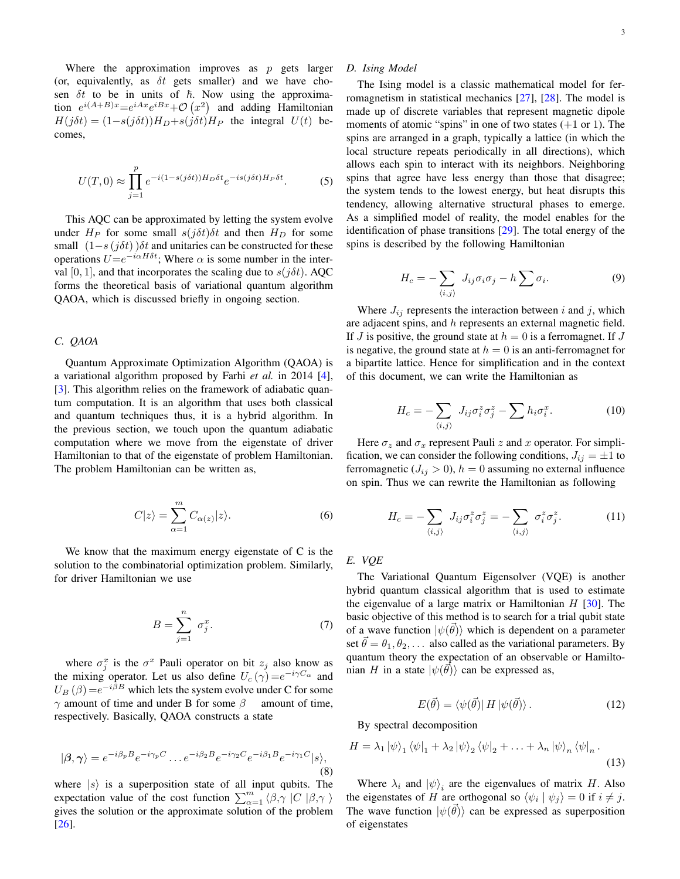Where the approximation improves as $p$ gets larger (or, equivalently, as $\delta t$ gets smaller) and we have chosen $\delta t$ to be in units of $\hbar$. Now using the approximation $e^{i(A+B)x}=e^{iAx}e^{iBx}+\mathcal{O}\left(x^2\right)$ and adding Hamiltonian $H(j\delta t) = (1-s(j\delta t))H_D+s(j\delta t)H_P$ the integral $U(t)$ becomes,

$$U(T,0) \approx \prod_{j=1}^{p} e^{-i(1-s(j\delta t))H_D\delta t} e^{-is(j\delta t)H_P\delta t}. \tag{5}$$

This AQC can be approximated by letting the system evolve under $H_P$ for some small $s(j\delta t)\delta t$ and then $H_D$ for some small $(1-s\,(j\delta t)\,)\delta t$ and unitaries can be constructed for these operations $U=e^{-i\alpha H\delta t}$; Where $\alpha$ is some number in the interval $[0,1]$, and that incorporates the scaling due to $s(j\delta t)$. AQC forms the theoretical basis of variational quantum algorithm QAOA, which is discussed briefly in ongoing section.

### C. QAOA

Quantum Approximate Optimization Algorithm (QAOA) is a variational algorithm proposed by Farhi *et al.* in 2014 [4], [3]. This algorithm relies on the framework of adiabatic quantum computation. It is an algorithm that uses both classical and quantum techniques thus, it is a hybrid algorithm. In the previous section, we touch upon the quantum adiabatic computation where we move from the eigenstate of driver Hamiltonian to that of the eigenstate of problem Hamiltonian. The problem Hamiltonian can be written as,

$$C|z\rangle = \sum_{\alpha=1}^{m} C_{\alpha(z)}|z\rangle. \tag{6}$$

We know that the maximum energy eigenstate of C is the solution to the combinatorial optimization problem. Similarly, for driver Hamiltonian we use

$$B = \sum_{j=1}^{n} \sigma_j^x. \tag{7}$$

where $\sigma_j^x$ is the $\sigma^x$ Pauli operator on bit $z_j$ also know as the mixing operator. Let us also define $U_c\left(\gamma\right)=e^{-i\gamma C_\alpha}$ and $U_B\left(\beta\right)=e^{-i\beta B}$ which lets the system evolve under C for some $\gamma$ amount of time and under B for some $\beta$ amount of time, respectively. Basically, QAOA constructs a state

$$|\boldsymbol{\beta},\boldsymbol{\gamma}\rangle = e^{-i\beta_p B}e^{-i\gamma_p C}\ldots e^{-i\beta_2 B}e^{-i\gamma_2 C}e^{-i\beta_1 B}e^{-i\gamma_1 C}|s\rangle, \tag{8}$$

where $|s\rangle$ is a superposition state of all input qubits. The expectation value of the cost function $\sum_{\alpha=1}^{m} \langle \beta,\gamma \;|C\;|\beta,\gamma\;\rangle$ gives the solution or the approximate solution of the problem [26].

### D. Ising Model

The Ising model is a classic mathematical model for ferromagnetism in statistical mechanics [27], [28]. The model is made up of discrete variables that represent magnetic dipole moments of atomic "spins" in one of two states (+1 or 1). The spins are arranged in a graph, typically a lattice (in which the local structure repeats periodically in all directions), which allows each spin to interact with its neighbors. Neighboring spins that agree have less energy than those that disagree; the system tends to the lowest energy, but heat disrupts this tendency, allowing alternative structural phases to emerge. As a simplified model of reality, the model enables for the identification of phase transitions [29]. The total energy of the spins is described by the following Hamiltonian

$$H_c = -\sum_{\langle i,j\rangle} J_{ij}\sigma_i\sigma_j - h\sum \sigma_i. \tag{9}$$

Where $J_{ij}$ represents the interaction between $i$ and $j$, which are adjacent spins, and $h$ represents an external magnetic field. If $J$ is positive, the ground state at $h = 0$ is a ferromagnet. If $J$ is negative, the ground state at $h = 0$ is an anti-ferromagnet for a bipartite lattice. Hence for simplification and in the context of this document, we can write the Hamiltonian as

$$H_c = -\sum_{\langle i,j\rangle} J_{ij}\sigma_i^z\sigma_j^z - \sum h_i\sigma_i^x. \tag{10}$$

Here $\sigma_z$ and $\sigma_x$ represent Pauli $z$ and $x$ operator. For simplification, we can consider the following conditions, $J_{ij} = \pm 1$ to ferromagnetic ($J_{ij} > 0$), $h = 0$ assuming no external influence on spin. Thus we can rewrite the Hamiltonian as following

$$H_c = -\sum_{\langle i,j\rangle} J_{ij}\sigma_i^z\sigma_j^z = -\sum_{\langle i,j\rangle} \sigma_i^z\sigma_j^z. \tag{11}$$

### E. VQE

The Variational Quantum Eigensolver (VQE) is another hybrid quantum classical algorithm that is used to estimate the eigenvalue of a large matrix or Hamiltonian $H$ [30]. The basic objective of this method is to search for a trial qubit state of a wave function $|\psi(\vec{\theta})\rangle$ which is dependent on a parameter set $\vec{\theta} = \theta_1, \theta_2, \ldots$ also called as the variational parameters. By quantum theory the expectation of an observable or Hamiltonian $H$ in a state $|\psi(\vec{\theta})\rangle$ can be expressed as,

$$E(\vec{\theta}) = \langle\psi(\vec{\theta})|\,H\,|\psi(\vec{\theta})\rangle\,. \tag{12}$$

By spectral decomposition

$$H = \lambda_1\,|\psi\rangle_1\,\langle\psi|_1 + \lambda_2\,|\psi\rangle_2\,\langle\psi|_2 + \ldots + \lambda_n\,|\psi\rangle_n\,\langle\psi|_n\,. \tag{13}$$

Where $\lambda_i$ and $|\psi\rangle_i$ are the eigenvalues of matrix $H$. Also the eigenstates of $H$ are orthogonal so $\langle\psi_i \mid \psi_j\rangle = 0$ if $i \neq j$. The wave function $|\psi(\vec{\theta})\rangle$ can be expressed as superposition of eigenstates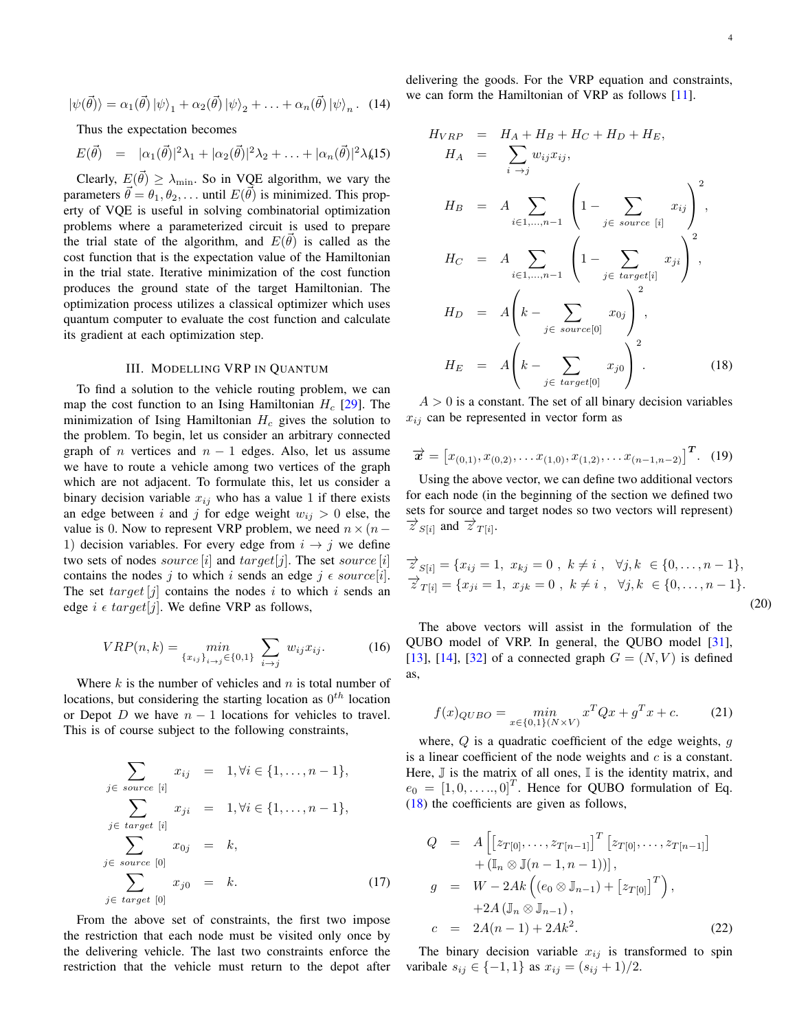$$|\psi(\vec{\theta})\rangle = \alpha_1(\vec{\theta})\,|\psi\rangle_1 + \alpha_2(\vec{\theta})\,|\psi\rangle_2 + \ldots + \alpha_n(\vec{\theta})\,|\psi\rangle_n . \quad (14)$$

Thus the expectation becomes

$$E(\vec{\theta}) \;=\; |\alpha_1(\vec{\theta})|^2\lambda_1 + |\alpha_2(\vec{\theta})|^2\lambda_2 + \ldots + |\alpha_n(\vec{\theta})|^2\lambda_n \quad (15)$$

Clearly, $E(\vec{\theta}) \geq \lambda_{\min}$. So in VQE algorithm, we vary the parameters $\vec{\theta} = \theta_1, \theta_2, \ldots$ until $E(\vec{\theta})$ is minimized. This property of VQE is useful in solving combinatorial optimization problems where a parameterized circuit is used to prepare the trial state of the algorithm, and $E(\vec{\theta})$ is called as the cost function that is the expectation value of the Hamiltonian in the trial state. Iterative minimization of the cost function produces the ground state of the target Hamiltonian. The optimization process utilizes a classical optimizer which uses quantum computer to evaluate the cost function and calculate its gradient at each optimization step.

## III. Modelling VRP in Quantum

To find a solution to the vehicle routing problem, we can map the cost function to an Ising Hamiltonian $H_c$ [29]. The minimization of Ising Hamiltonian $H_c$ gives the solution to the problem. To begin, let us consider an arbitrary connected graph of $n$ vertices and $n-1$ edges. Also, let us assume we have to route a vehicle among two vertices of the graph which are not adjacent. To formulate this, let us consider a binary decision variable $x_{ij}$ who has a value 1 if there exists an edge between $i$ and $j$ for edge weight $w_{ij} > 0$ else, the value is 0. Now to represent VRP problem, we need $n \times (n-1)$ decision variables. For every edge from $i \rightarrow j$ we define two sets of nodes $source[i]$ and $target[j]$. The set $source[i]$ contains the nodes $j$ to which $i$ sends an edge $j \,\epsilon\, source[i]$. The set $target[j]$ contains the nodes $i$ to which $i$ sends an edge $i \,\epsilon\, target[j]$. We define VRP as follows,

$$VRP(n,k) = \min_{\{x_{ij}\}_{i\rightarrow j} \in \{0,1\}} \sum_{i\rightarrow j} w_{ij} x_{ij}. \quad (16)$$

Where $k$ is the number of vehicles and $n$ is total number of locations, but considering the starting location as $0^{th}$ location or Depot $D$ we have $n-1$ locations for vehicles to travel. This is of course subject to the following constraints,

$$\begin{aligned}
\sum_{j\in\ source\ [i]} x_{ij} &= 1, \forall i \in \{1,\ldots,n-1\}, \\
\sum_{j\in\ target\ [i]} x_{ji} &= 1, \forall i \in \{1,\ldots,n-1\}, \\
\sum_{j\in\ source\ [0]} x_{0j} &= k, \\
\sum_{j\in\ target\ [0]} x_{j0} &= k.
\end{aligned} \quad (17)$$

From the above set of constraints, the first two impose the restriction that each node must be visited only once by the delivering vehicle. The last two constraints enforce the restriction that the vehicle must return to the depot after delivering the goods. For the VRP equation and constraints, we can form the Hamiltonian of VRP as follows [11].

$$\begin{aligned}
H_{VRP} &= H_A + H_B + H_C + H_D + H_E, \\
H_A &= \sum_{i\ \rightarrow j} w_{ij} x_{ij}, \\
H_B &= A \sum_{i\in 1,\ldots,n-1} \left(1 - \sum_{j\in\ source\ [i]} x_{ij}\right)^2, \\
H_C &= A \sum_{i\in 1,\ldots,n-1} \left(1 - \sum_{j\in\ target[i]} x_{ji}\right)^2, \\
H_D &= A\left(k - \sum_{j\in\ source[0]} x_{0j}\right)^2, \\
H_E &= A\left(k - \sum_{j\in\ target[0]} x_{j0}\right)^2.
\end{aligned} \quad (18)$$

$A > 0$ is a constant. The set of all binary decision variables $x_{ij}$ can be represented in vector form as

$$\vec{x} = \left[x_{(0,1)}, x_{(0,2)}, \ldots x_{(1,0)}, x_{(1,2)}, \ldots x_{(n-1,n-2)}\right]^{\boldsymbol{T}}. \quad (19)$$

Using the above vector, we can define two additional vectors for each node (in the beginning of the section we defined two sets for source and target nodes so two vectors will represent) $\vec{z}_{S[i]}$ and $\vec{z}_{T[i]}$.

$$\begin{aligned}
\vec{z}_{S[i]} &= \{x_{ij} = 1,\ x_{kj} = 0\ ,\ k \neq i\ ,\ \ \forall j,k\ \in \{0,\ldots,n-1\}, \\
\vec{z}_{T[i]} &= \{x_{ji} = 1,\ x_{jk} = 0\ ,\ k \neq i\ ,\ \ \forall j,k\ \in \{0,\ldots,n-1\}.
\end{aligned} \quad (20)$$

The above vectors will assist in the formulation of the QUBO model of VRP. In general, the QUBO model [31], [13], [14], [32] of a connected graph $G = (N,V)$ is defined as,

$$f(x)_{QUBO} = \min_{x\in\{0,1\}(N\times V)} x^T Q x + g^T x + c. \quad (21)$$

where, $Q$ is a quadratic coefficient of the edge weights, $g$ is a linear coefficient of the node weights and $c$ is a constant. Here, $\mathbb{J}$ is the matrix of all ones, $\mathbb{I}$ is the identity matrix, and $e_0 = [1, 0, \ldots.., 0]^T$. Hence for QUBO formulation of Eq. (18) the coefficients are given as follows,

$$\begin{aligned}
Q &= A\left[\left[z_{T[0]}, \ldots, z_{T[n-1]}\right]^T \left[z_{T[0]}, \ldots, z_{T[n-1]}\right] \right. \\
&\quad \left. + \left(\mathbb{I}_n \otimes \mathbb{J}(n-1, n-1)\right)\right], \\
g &= W - 2Ak\left(\left(e_0 \otimes \mathbb{J}_{n-1}\right) + \left[z_{T[0]}\right]^T\right), \\
&\quad + 2A\left(\mathbb{J}_n \otimes \mathbb{J}_{n-1}\right), \\
c &= 2A(n-1) + 2Ak^2.
\end{aligned} \quad (22)$$

The binary decision variable $x_{ij}$ is transformed to spin varibale $s_{ij} \in \{-1, 1\}$ as $x_{ij} = (s_{ij} + 1)/2$.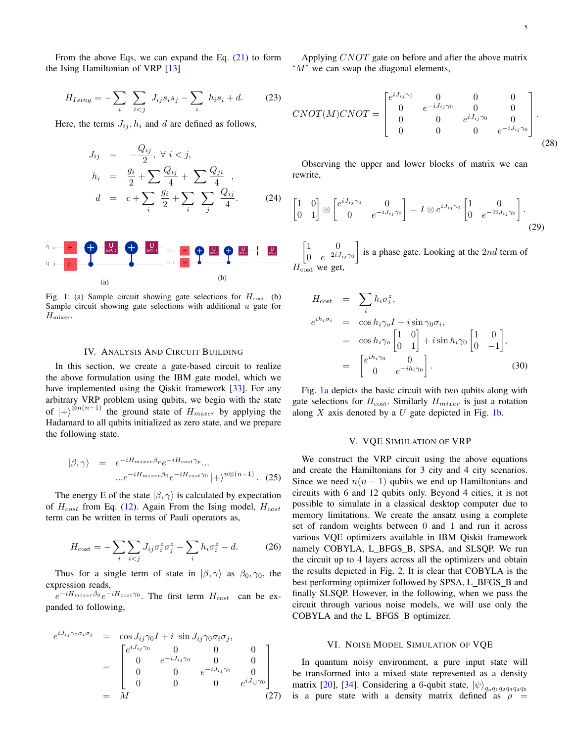From the above Eqs, we can expand the Eq. (21) to form the Ising Hamiltonian of VRP [13]

$$H_{Ising} = -\sum_i \sum_{i<j} J_{ij} s_i s_j - \sum_i h_i s_i + d. \tag{23}$$

Here, the terms $J_{ij}, h_i$ and $d$ are defined as follows,

$$\begin{aligned} J_{ij} &= -\frac{Q_{ij}}{2}, \ \forall\ i<j, \\ h_i &= \frac{g_i}{2} + \sum \frac{Q_{ij}}{4} + \sum \frac{Q_{ji}}{4}, \\ d &= c + \sum_i \frac{g_i}{2} + \sum_i \sum_j \frac{Q_{ij}}{4}. \end{aligned} \tag{24}$$

Fig. 1: (a) Sample circuit showing gate selections for $H_{\text{cost}}$. (b) Sample circuit showing gate selections with additional $u$ gate for $H_{\text{mixer}}$.

## IV. Analysis and Circuit Building

In this section, we create a gate-based circuit to realize the above formulation using the IBM gate model, which we have implemented using the Qiskit framework [33]. For any arbitrary VRP problem using qubits, we begin with the state of $|+\rangle^{\otimes n(n-1)}$ the ground state of $H_{mixer}$ by applying the Hadamard to all qubits initialized as zero state, and we prepare the following state.

$$\begin{aligned} |\beta,\gamma\rangle &= e^{-iH_{mixer}\beta_p} e^{-iH_{cost}\gamma_p} \ldots \\ &\ldots e^{-iH_{mixer}\beta_0} e^{-iH_{cost}\gamma_0} \left|+\right\rangle^{n\otimes(n-1)}. \end{aligned} \tag{25}$$

The energy E of the state $|\beta,\gamma\rangle$ is calculated by expectation of $H_{cost}$ from Eq. (12). Again From the Ising model, $H_{cost}$ term can be written in terms of Pauli operators as,

$$H_{\text{cost}} = -\sum_i \sum_{i<j} J_{ij} \sigma_i^z \sigma_j^z - \sum_i h_i \sigma_i^z - d. \tag{26}$$

Thus for a single term of state in $|\beta,\gamma\rangle$ as $\beta_0, \gamma_0$, the expression reads, $e^{-iH_{mixer}\beta_0} e^{-iH_{cost}\gamma_0}$. The first term $H_{\text{cost}}$ can be expanded to following,

$$\begin{aligned} e^{iJ_{ij}\gamma_0\sigma_i\sigma_j} &= \cos J_{ij}\gamma_0 I + i\ \sin J_{ij}\gamma_0 \sigma_i\sigma_j, \\ &= \begin{bmatrix} e^{iJ_{ij}\gamma_0} & 0 & 0 & 0 \\ 0 & e^{-iJ_{ij}\gamma_0} & 0 & 0 \\ 0 & 0 & e^{-iJ_{ij}\gamma_0} & 0 \\ 0 & 0 & 0 & e^{iJ_{ij}\gamma_0} \end{bmatrix} \\ &= M \end{aligned} \tag{27}$$

Applying $CNOT$ gate on before and after the above matrix '$M$' we can swap the diagonal elements,

$$CNOT(M)CNOT = \begin{bmatrix} e^{iJ_{ij}\gamma_0} & 0 & 0 & 0 \\ 0 & e^{-iJ_{ij}\gamma_0} & 0 & 0 \\ 0 & 0 & e^{iJ_{ij}\gamma_0} & 0 \\ 0 & 0 & 0 & e^{-iJ_{ij}\gamma_0} \end{bmatrix}. \tag{28}$$

Observing the upper and lower blocks of matrix we can rewrite,

$$\begin{bmatrix} 1 & 0 \\ 0 & 1 \end{bmatrix} \otimes \begin{bmatrix} e^{iJ_{ij}\gamma_0} & 0 \\ 0 & e^{-iJ_{ij}\gamma_0} \end{bmatrix} = I \otimes e^{iJ_{ij}\gamma_0} \begin{bmatrix} 1 & 0 \\ 0 & e^{-2iJ_{ij}\gamma_0} \end{bmatrix}. \tag{29}$$

$\begin{bmatrix} 1 & 0 \\ 0 & e^{-2iJ_{ij}\gamma_0} \end{bmatrix}$ is a phase gate. Looking at the $2nd$ term of $H_{\text{cost}}$ we get,

$$\begin{aligned} H_{\text{cost}} &= \sum_i h_i \sigma_i^z, \\ e^{ih_i\sigma_i} &= \cos h_i\gamma_o I + i \sin \gamma_0 \sigma_i, \\ &= \cos h_i\gamma_o \begin{bmatrix} 1 & 0 \\ 0 & 1 \end{bmatrix} + i \sin h_i\gamma_0 \begin{bmatrix} 1 & 0 \\ 0 & -1 \end{bmatrix}, \\ &= \begin{bmatrix} e^{ih_i\gamma_0} & 0 \\ 0 & e^{-ih_i\gamma_0} \end{bmatrix}. \end{aligned} \tag{30}$$

Fig. 1a depicts the basic circuit with two qubits along with gate selections for $H_{\text{cost}}$. Similarly $H_{mixer}$ is just a rotation along $X$ axis denoted by a $U$ gate depicted in Fig. 1b.

## V. VQE Simulation of VRP

We construct the VRP circuit using the above equations and create the Hamiltonians for 3 city and 4 city scenarios. Since we need $n(n-1)$ qubits we end up Hamiltonians and circuits with 6 and 12 qubits only. Beyond 4 cities, it is not possible to simulate in a classical desktop computer due to memory limitations. We create the ansatz using a complete set of random weights between 0 and 1 and run it across various VQE optimizers available in IBM Qiskit framework namely COBYLA, L_BFGS_B, SPSA, and SLSQP. We run the circuit up to 4 layers across all the optimizers and obtain the results depicted in Fig. 2. It is clear that COBYLA is the best performing optimizer followed by SPSA, L_BFGS_B and finally SLSQP. However, in the following, when we pass the circuit through various noise models, we will use only the COBYLA and the L_BFGS_B optimizer.

## VI. Noise Model Simulation of VQE

In quantum noisy environment, a pure input state will be transformed into a mixed state represented as a density matrix [20], [34]. Considering a 6-qubit state, $|\psi\rangle_{q_oq_1q_2q_3q_4q_5}$ is a pure state with a density matrix defined as $\rho =$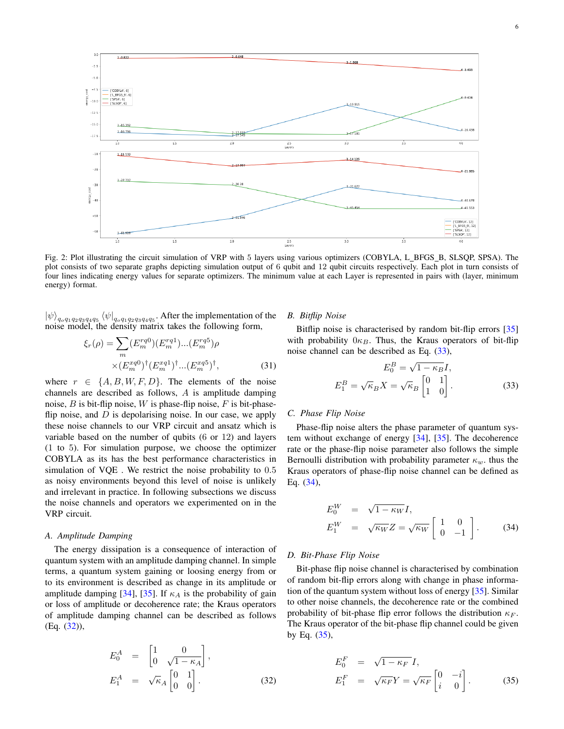Fig. 2: Plot illustrating the circuit simulation of VRP with 5 layers using various optimizers (COBYLA, L_BFGS_B, SLSQP, SPSA). The plot consists of two separate graphs depicting simulation output of 6 qubit and 12 qubit circuits respectively. Each plot in turn consists of four lines indicating energy values for separate optimizers. The minimum value at each Layer is represented in pairs with (layer, minimum energy) format.

$|\psi\rangle_{q_o q_1 q_2 q_3 q_4 q_5} \langle\psi|_{q_o q_1 q_2 q_3 q_4 q_5}$. After the implementation of the noise model, the density matrix takes the following form,

$$\xi_r(\rho) = \sum_m (E_m^{rq0})(E_m^{rq1})...(E_m^{rq5})\rho \times (E_m^{xq0})^\dagger (E_m^{xq1})^\dagger ... (E_m^{xq5})^\dagger, \tag{31}$$

where $r \in \{A, B, W, F, D\}$. The elements of the noise channels are described as follows, $A$ is amplitude damping noise, $B$ is bit-flip noise, $W$ is phase-flip noise, $F$ is bit-phase-flip noise, and $D$ is depolarising noise. In our case, we apply these noise channels to our VRP circuit and ansatz which is variable based on the number of qubits (6 or 12) and layers (1 to 5). For simulation purpose, we choose the optimizer COBYLA as its has the best performance characteristics in simulation of VQE . We restrict the noise probability to 0.5 as noisy environments beyond this level of noise is unlikely and irrelevant in practice. In following subsections we discuss the noise channels and operators we experimented on in the VRP circuit.

### A. Amplitude Damping

The energy dissipation is a consequence of interaction of quantum system with an amplitude damping channel. In simple terms, a quantum system gaining or loosing energy from or to its environment is described as change in its amplitude or amplitude damping [34], [35]. If $\kappa_A$ is the probability of gain or loss of amplitude or decoherence rate; the Kraus operators of amplitude damping channel can be described as follows (Eq. (32)),

$$\begin{aligned} E_0^A &= \begin{bmatrix} 1 & 0 \\ 0 & \sqrt{1-\kappa_A} \end{bmatrix}, \\ E_1^A &= \sqrt{\kappa_A}\begin{bmatrix} 0 & 1 \\ 0 & 0 \end{bmatrix}. \end{aligned} \tag{32}$$

### B. Bitflip Noise

Bitflip noise is characterised by random bit-flip errors [35] with probability $0\kappa_B$. Thus, the Kraus operators of bit-flip noise channel can be described as Eq. (33),

$$\begin{aligned} E_0^B &= \sqrt{1-\kappa_B} I, \\ E_1^B &= \sqrt{\kappa_B} X = \sqrt{\kappa_B}\begin{bmatrix} 0 & 1 \\ 1 & 0 \end{bmatrix}. \end{aligned} \tag{33}$$

### C. Phase Flip Noise

Phase-flip noise alters the phase parameter of quantum system without exchange of energy [34], [35]. The decoherence rate or the phase-flip noise parameter also follows the simple Bernoulli distribution with probability parameter $\kappa_w$. thus the Kraus operators of phase-flip noise channel can be defined as Eq. (34),

$$\begin{aligned} E_0^W &= \sqrt{1-\kappa_W} I, \\ E_1^W &= \sqrt{\kappa_W} Z = \sqrt{\kappa_W}\begin{bmatrix} 1 & 0 \\ 0 & -1 \end{bmatrix}. \end{aligned} \tag{34}$$

### D. Bit-Phase Flip Noise

Bit-phase flip noise channel is characterised by combination of random bit-flip errors along with change in phase information of the quantum system without loss of energy [35]. Similar to other noise channels, the decoherence rate or the combined probability of bit-phase flip error follows the distribution $\kappa_F$. The Kraus operator of the bit-phase flip channel could be given by Eq. (35),

$$\begin{aligned} E_0^F &= \sqrt{1-\kappa_F} I, \\ E_1^F &= \sqrt{\kappa_F} Y = \sqrt{\kappa_F}\begin{bmatrix} 0 & -i \\ i & 0 \end{bmatrix}. \end{aligned} \tag{35}$$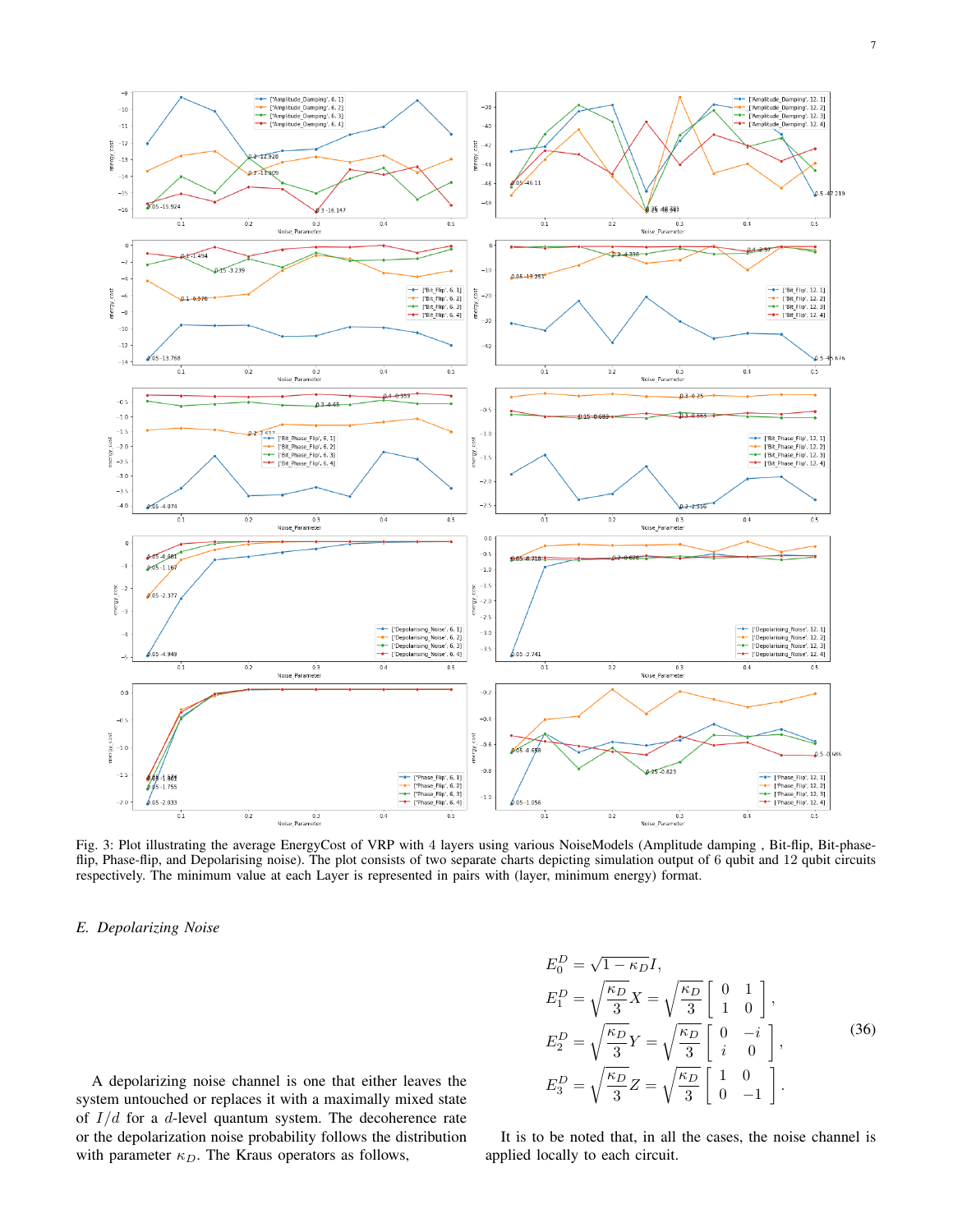Fig. 3: Plot illustrating the average EnergyCost of VRP with 4 layers using various NoiseModels (Amplitude damping , Bit-flip, Bit-phase-flip, Phase-flip, and Depolarising noise). The plot consists of two separate charts depicting simulation output of 6 qubit and 12 qubit circuits respectively. The minimum value at each Layer is represented in pairs with (layer, minimum energy) format.

### E. Depolarizing Noise

A depolarizing noise channel is one that either leaves the system untouched or replaces it with a maximally mixed state of $I/d$ for a $d$-level quantum system. The decoherence rate or the depolarization noise probability follows the distribution with parameter $\kappa_D$. The Kraus operators as follows,

$$
\begin{aligned}
E_0^D &= \sqrt{1-\kappa_D} I, \\
E_1^D &= \sqrt{\frac{\kappa_D}{3}} X = \sqrt{\frac{\kappa_D}{3}} \begin{bmatrix} 0 & 1 \\ 1 & 0 \end{bmatrix}, \\
E_2^D &= \sqrt{\frac{\kappa_D}{3}} Y = \sqrt{\frac{\kappa_D}{3}} \begin{bmatrix} 0 & -i \\ i & 0 \end{bmatrix}, \\
E_3^D &= \sqrt{\frac{\kappa_D}{3}} Z = \sqrt{\frac{\kappa_D}{3}} \begin{bmatrix} 1 & 0 \\ 0 & -1 \end{bmatrix}.
\end{aligned}
\tag{36}
$$

It is to be noted that, in all the cases, the noise channel is applied locally to each circuit.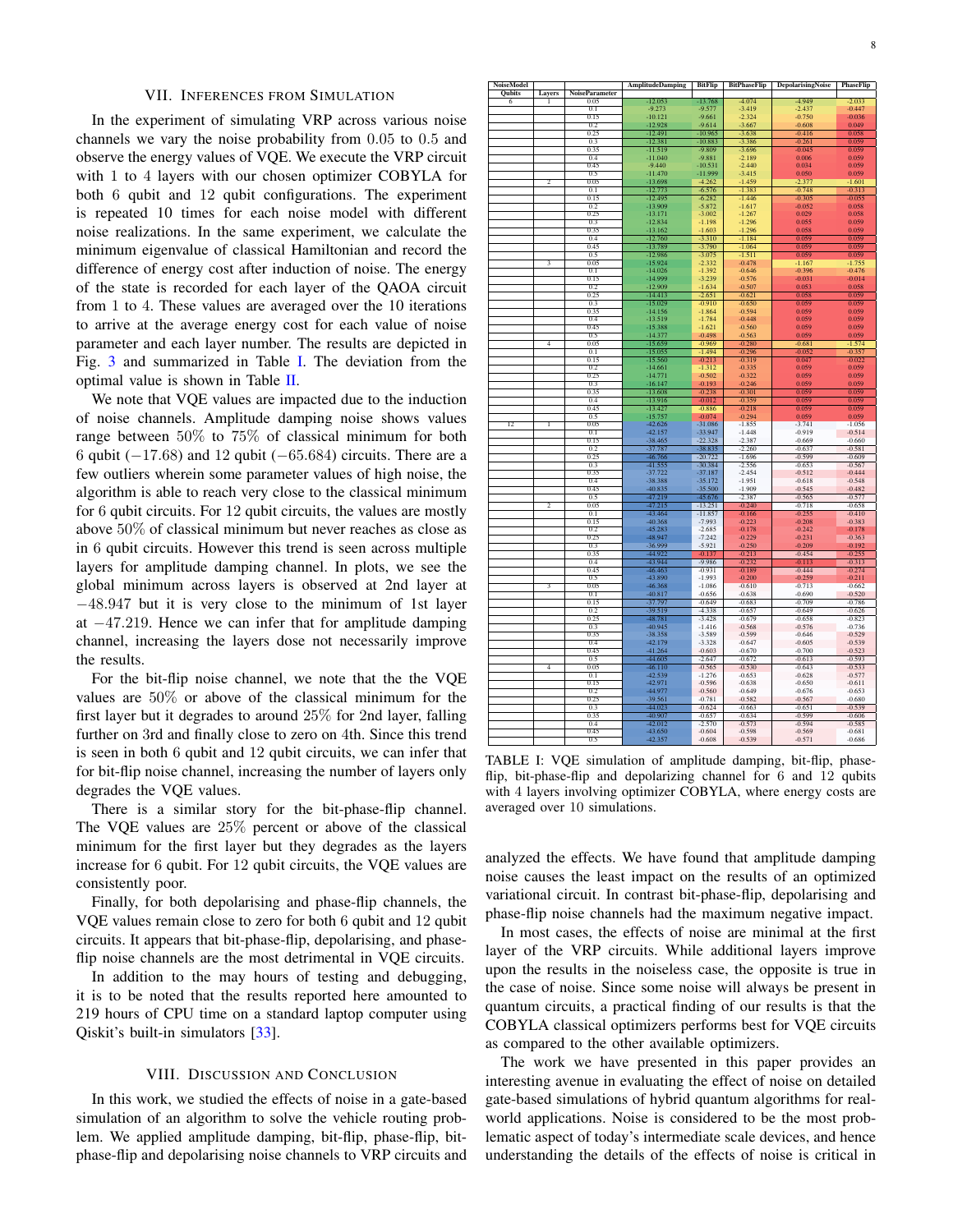## VII. Inferences from Simulation

In the experiment of simulating VRP across various noise channels we vary the noise probability from 0.05 to 0.5 and observe the energy values of VQE. We execute the VRP circuit with 1 to 4 layers with our chosen optimizer COBYLA for both 6 qubit and 12 qubit configurations. The experiment is repeated 10 times for each noise model with different noise realizations. In the same experiment, we calculate the minimum eigenvalue of classical Hamiltonian and record the difference of energy cost after induction of noise. The energy of the state is recorded for each layer of the QAOA circuit from 1 to 4. These values are averaged over the 10 iterations to arrive at the average energy cost for each value of noise parameter and each layer number. The results are depicted in Fig. 3 and summarized in Table I. The deviation from the optimal value is shown in Table II.

We note that VQE values are impacted due to the induction of noise channels. Amplitude damping noise shows values range between 50% to 75% of classical minimum for both 6 qubit ($-17.68$) and 12 qubit ($-65.684$) circuits. There are a few outliers wherein some parameter values of high noise, the algorithm is able to reach very close to the classical minimum for 6 qubit circuits. For 12 qubit circuits, the values are mostly above 50% of classical minimum but never reaches as close as in 6 qubit circuits. However this trend is seen across multiple layers for amplitude damping channel. In plots, we see the global minimum across layers is observed at 2nd layer at $-48.947$ but it is very close to the minimum of 1st layer at $-47.219$. Hence we can infer that for amplitude damping channel, increasing the layers dose not necessarily improve the results.

For the bit-flip noise channel, we note that the the VQE values are 50% or above of the classical minimum for the first layer but it degrades to around 25% for 2nd layer, falling further on 3rd and finally close to zero on 4th. Since this trend is seen in both 6 qubit and 12 qubit circuits, we can infer that for bit-flip noise channel, increasing the number of layers only degrades the VQE values.

There is a similar story for the bit-phase-flip channel. The VQE values are 25% percent or above of the classical minimum for the first layer but they degrades as the layers increase for 6 qubit. For 12 qubit circuits, the VQE values are consistently poor.

Finally, for both depolarising and phase-flip channels, the VQE values remain close to zero for both 6 qubit and 12 qubit circuits. It appears that bit-phase-flip, depolarising, and phase-flip noise channels are the most detrimental in VQE circuits.

In addition to the may hours of testing and debugging, it is to be noted that the results reported here amounted to 219 hours of CPU time on a standard laptop computer using Qiskit's built-in simulators [33].

| NoiseModel | | | AmplitudeDamping | BitFlip | BitPhaseFlip | DepolarisingNoise | PhaseFlip |
|---|---|---|---|---|---|---|---|
| Qubits | Layers | NoiseParameter | | | | | |
| 6 | 1 | 0.05 | -12.053 | -13.768 | -4.074 | -4.949 | -2.033 |
| | | 0.1 | -9.273 | -9.577 | -3.419 | -2.437 | -0.447 |
| | | 0.15 | -10.121 | -9.661 | -2.324 | -0.750 | -0.036 |
| | | 0.2 | -12.928 | -9.614 | -3.667 | -0.608 | 0.049 |
| | | 0.25 | -12.491 | -10.965 | -3.638 | -0.416 | 0.058 |
| | | 0.3 | -12.381 | -10.883 | -3.386 | -0.261 | 0.059 |
| | | 0.35 | -11.519 | -9.809 | -3.696 | -0.045 | 0.059 |
| | | 0.4 | -11.040 | -9.881 | -2.189 | 0.006 | 0.059 |
| | | 0.45 | -9.440 | -10.531 | -2.440 | 0.034 | 0.059 |
| | | 0.5 | -11.470 | -11.999 | -3.415 | 0.050 | 0.059 |
| | 2 | 0.05 | -13.698 | -4.262 | -1.459 | -2.377 | -1.601 |
| | | 0.1 | -12.773 | -6.576 | -1.383 | -0.748 | -0.313 |
| | | 0.15 | -12.495 | -6.282 | -1.446 | -0.305 | -0.055 |
| | | 0.2 | -13.909 | -5.872 | -1.617 | -0.052 | 0.058 |
| | | 0.25 | -13.171 | -3.002 | -1.267 | 0.029 | 0.058 |
| | | 0.3 | -12.834 | -1.198 | -1.296 | 0.055 | 0.059 |
| | | 0.35 | -13.162 | -1.603 | -1.296 | 0.058 | 0.059 |
| | | 0.4 | -12.760 | -3.310 | -1.184 | 0.059 | 0.059 |
| | | 0.45 | -13.789 | -3.790 | -1.064 | 0.059 | 0.059 |
| | | 0.5 | -12.986 | -3.075 | -1.511 | 0.059 | 0.059 |
| | 3 | 0.05 | -15.924 | -2.332 | -0.478 | -1.167 | -1.755 |
| | | 0.1 | -14.026 | -1.392 | -0.646 | -0.396 | -0.476 |
| | | 0.15 | -14.999 | -3.239 | -0.576 | -0.031 | -0.014 |
| | | 0.2 | -12.909 | -1.634 | -0.507 | 0.053 | 0.058 |
| | | 0.25 | -14.413 | -2.651 | -0.621 | 0.058 | 0.059 |
| | | 0.3 | -15.029 | -0.910 | -0.650 | 0.059 | 0.059 |
| | | 0.35 | -14.156 | -1.864 | -0.594 | 0.059 | 0.059 |
| | | 0.4 | -13.519 | -1.784 | -0.448 | 0.059 | 0.059 |
| | | 0.45 | -15.388 | -1.621 | -0.560 | 0.059 | 0.059 |
| | | 0.5 | -14.377 | -0.498 | -0.563 | 0.059 | 0.059 |
| | 4 | 0.05 | -15.659 | -0.969 | -0.280 | -0.681 | -1.574 |
| | | 0.1 | -15.055 | -1.494 | -0.296 | -0.052 | -0.357 |
| | | 0.15 | -15.560 | -0.213 | -0.319 | 0.047 | -0.022 |
| | | 0.2 | -14.661 | -1.312 | -0.335 | 0.059 | 0.059 |
| | | 0.25 | -14.771 | -0.502 | -0.322 | 0.059 | 0.059 |
| | | 0.3 | -16.147 | -0.193 | -0.246 | 0.059 | 0.059 |
| | | 0.35 | -13.608 | -0.238 | -0.301 | 0.059 | 0.059 |
| | | 0.4 | -13.916 | -0.012 | -0.359 | 0.059 | 0.059 |
| | | 0.45 | -13.427 | -0.886 | -0.218 | 0.059 | 0.059 |
| | | 0.5 | -15.757 | -0.074 | -0.294 | 0.059 | 0.059 |
| 12 | 1 | 0.05 | -42.626 | -31.086 | -1.855 | -3.741 | -1.056 |
| | | 0.1 | -42.157 | -33.947 | -1.448 | -0.919 | -0.514 |
| | | 0.15 | -38.465 | -22.328 | -2.387 | -0.669 | -0.660 |
| | | 0.2 | -37.787 | -38.835 | -2.260 | -0.637 | -0.581 |
| | | 0.25 | -46.766 | -20.722 | -1.696 | -0.599 | -0.609 |
| | | 0.3 | -41.555 | -30.384 | -2.556 | -0.653 | -0.567 |
| | | 0.35 | -37.722 | -37.187 | -2.454 | -0.512 | -0.444 |
| | | 0.4 | -38.388 | -35.172 | -1.951 | -0.618 | -0.548 |
| | | 0.45 | -40.835 | -35.500 | -1.909 | -0.545 | -0.482 |
| | | 0.5 | -47.219 | -45.676 | -2.387 | -0.365 | -0.577 |
| | 2 | 0.05 | -47.215 | -13.251 | -0.240 | -0.718 | -0.658 |
| | | 0.1 | -43.464 | -11.857 | -0.166 | -0.255 | -0.410 |
| | | 0.15 | -40.368 | -7.993 | -0.223 | -0.208 | -0.383 |
| | | 0.2 | -45.283 | -2.685 | -0.178 | -0.242 | -0.178 |
| | | 0.25 | -48.947 | -7.242 | -0.229 | -0.231 | -0.363 |
| | | 0.3 | -36.999 | -5.921 | -0.250 | -0.209 | -0.192 |
| | | 0.35 | -44.922 | -0.137 | -0.213 | -0.454 | -0.255 |
| | | 0.4 | -43.944 | -9.986 | -0.232 | -0.113 | -0.313 |
| | | 0.45 | -46.463 | -0.931 | -0.189 | -0.444 | -0.274 |
| | | 0.5 | -43.890 | -1.993 | -0.200 | -0.259 | -0.211 |
| | 3 | 0.05 | -46.368 | -1.086 | -0.610 | -0.713 | -0.662 |
| | | 0.1 | -40.817 | -0.656 | -0.638 | -0.690 | -0.520 |
| | | 0.15 | -37.797 | -0.649 | -0.683 | -0.709 | -0.786 |
| | | 0.2 | -39.519 | -4.338 | -0.657 | -0.649 | -0.626 |
| | | 0.25 | -48.781 | -3.428 | -0.679 | -0.658 | -0.823 |
| | | 0.3 | -40.945 | -1.416 | -0.568 | -0.576 | -0.736 |
| | | 0.35 | -38.358 | -3.589 | -0.599 | -0.646 | -0.529 |
| | | 0.4 | -42.179 | -3.328 | -0.647 | -0.605 | -0.539 |
| | | 0.45 | -41.264 | -0.603 | -0.670 | -0.700 | -0.523 |
| | | 0.5 | -44.605 | -2.647 | -0.672 | -0.613 | -0.593 |
| | 4 | 0.05 | -46.110 | -0.565 | -0.530 | -0.643 | -0.533 |
| | | 0.1 | -42.539 | -1.276 | -0.653 | -0.628 | -0.577 |
| | | 0.15 | -42.971 | -0.596 | -0.638 | -0.650 | -0.611 |
| | | 0.2 | -44.977 | -0.560 | -0.649 | -0.676 | -0.653 |
| | | 0.25 | -39.561 | -0.781 | -0.582 | -0.567 | -0.680 |
| | | 0.3 | -44.023 | -0.624 | -0.663 | -0.651 | -0.539 |
| | | 0.35 | -40.907 | -0.657 | -0.634 | -0.599 | -0.606 |
| | | 0.4 | -42.012 | -2.570 | -0.573 | -0.594 | -0.585 |
| | | 0.45 | -43.650 | -0.604 | -0.598 | -0.569 | -0.681 |
| | | 0.5 | -42.357 | -0.608 | -0.539 | -0.571 | -0.686 |

TABLE I: VQE simulation of amplitude damping, bit-flip, phase-flip, bit-phase-flip and depolarizing channel for 6 and 12 qubits with 4 layers involving optimizer COBYLA, where energy costs are averaged over 10 simulations.

## VIII. Discussion and Conclusion

In this work, we studied the effects of noise in a gate-based simulation of an algorithm to solve the vehicle routing problem. We applied amplitude damping, bit-flip, phase-flip, bit-phase-flip and depolarising noise channels to VRP circuits and analyzed the effects. We have found that amplitude damping noise causes the least impact on the results of an optimized variational circuit. In contrast bit-phase-flip, depolarising and phase-flip noise channels had the maximum negative impact.

In most cases, the effects of noise are minimal at the first layer of the VRP circuits. While additional layers improve upon the results in the noiseless case, the opposite is true in the case of noise. Since some noise will always be present in quantum circuits, a practical finding of our results is that the COBYLA classical optimizers performs best for VQE circuits as compared to the other available optimizers.

The work we have presented in this paper provides an interesting avenue in evaluating the effect of noise on detailed gate-based simulations of hybrid quantum algorithms for real-world applications. Noise is considered to be the most problematic aspect of today's intermediate scale devices, and hence understanding the details of the effects of noise is critical in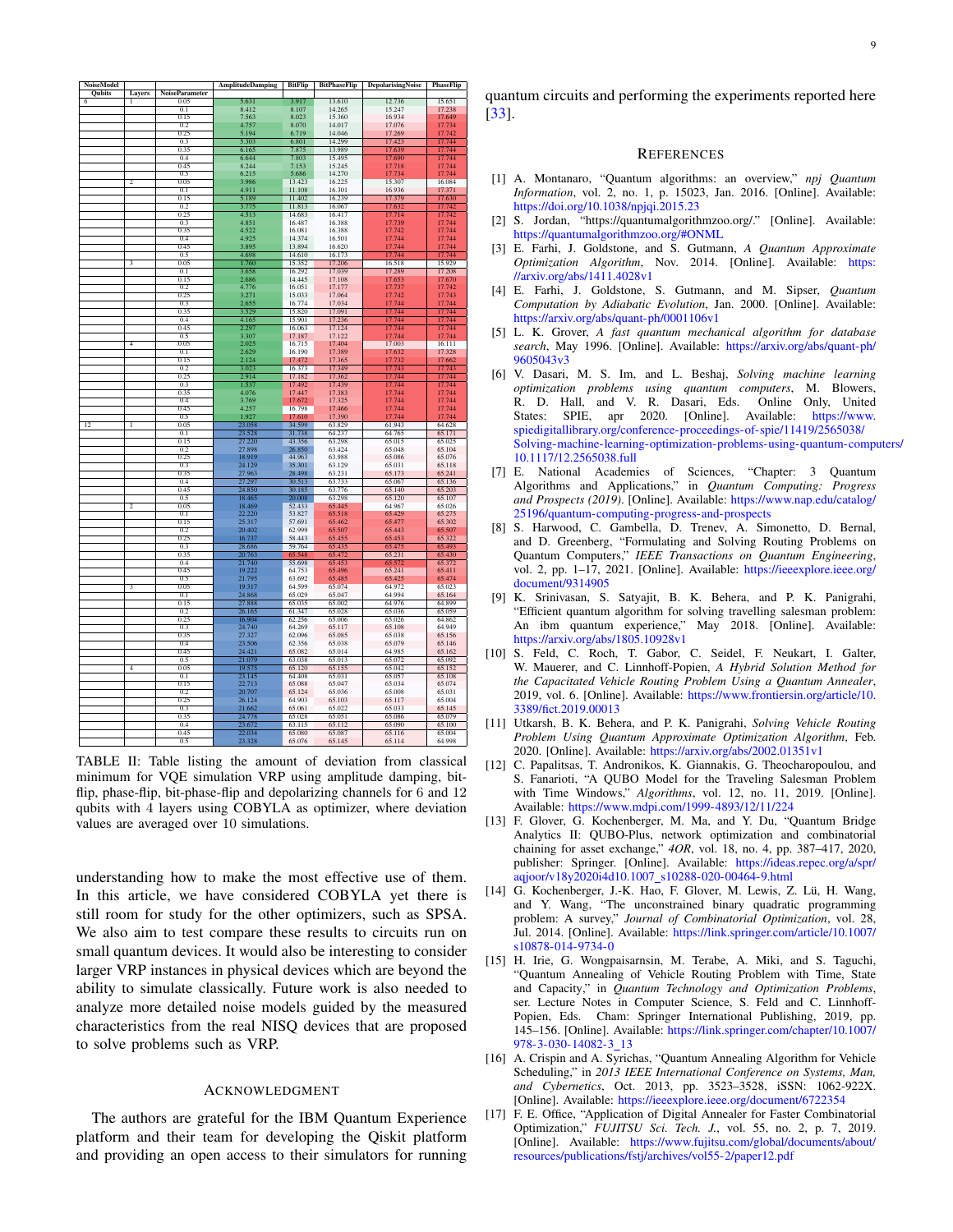| NoiseModel | | | AmplitudeDamping | BitFlip | BitPhaseFlip | DepolarisingNoise | PhaseFlip |
|---|---|---|---|---|---|---|---|
| Qubits | Layers | NoiseParameter | | | | | |
| 6 | 1 | 0.05 | 5.631 | 3.917 | 13.610 | 12.736 | 15.651 |
| | | 0.1 | 8.412 | 8.107 | 14.265 | 15.247 | 17.238 |
| | | 0.15 | 7.563 | 8.023 | 15.360 | 16.934 | 17.649 |
| | | 0.2 | 4.757 | 8.070 | 14.017 | 17.076 | 17.734 |
| | | 0.25 | 5.194 | 6.719 | 14.046 | 17.269 | 17.742 |
| | | 0.3 | 5.303 | 6.801 | 14.299 | 17.423 | 17.744 |
| | | 0.35 | 6.165 | 7.875 | 13.989 | 17.639 | 17.744 |
| | | 0.4 | 6.644 | 7.803 | 15.495 | 17.690 | 17.744 |
| | | 0.45 | 8.244 | 7.153 | 15.245 | 17.718 | 17.744 |
| | | 0.5 | 6.215 | 5.686 | 14.270 | 17.734 | 17.744 |
| | 2 | 0.05 | 3.986 | 13.423 | 16.225 | 15.307 | 16.084 |
| | | 0.1 | 4.911 | 11.108 | 16.301 | 16.936 | 17.371 |
| | | 0.15 | 5.189 | 11.402 | 16.239 | 17.379 | 17.630 |
| | | 0.2 | 3.775 | 11.813 | 16.067 | 17.632 | 17.742 |
| | | 0.25 | 4.513 | 14.683 | 16.417 | 17.714 | 17.742 |
| | | 0.3 | 4.851 | 16.487 | 16.388 | 17.739 | 17.744 |
| | | 0.35 | 4.522 | 16.081 | 16.388 | 17.742 | 17.744 |
| | | 0.4 | 4.925 | 14.374 | 16.501 | 17.744 | 17.744 |
| | | 0.45 | 3.895 | 13.894 | 16.620 | 17.744 | 17.744 |
| | | 0.5 | 4.698 | 14.610 | 16.173 | 17.744 | 17.744 |
| | 3 | 0.05 | 1.760 | 15.352 | 17.206 | 16.518 | 15.929 |
| | | 0.1 | 3.658 | 16.292 | 17.039 | 17.289 | 17.208 |
| | | 0.15 | 2.686 | 14.445 | 17.108 | 17.653 | 17.670 |
| | | 0.2 | 4.776 | 16.051 | 17.177 | 17.737 | 17.742 |
| | | 0.25 | 3.271 | 15.033 | 17.064 | 17.742 | 17.743 |
| | | 0.3 | 2.655 | 16.774 | 17.034 | 17.744 | 17.744 |
| | | 0.35 | 3.529 | 15.820 | 17.091 | 17.744 | 17.744 |
| | | 0.4 | 4.165 | 15.901 | 17.236 | 17.744 | 17.744 |
| | | 0.45 | 2.297 | 16.063 | 17.124 | 17.744 | 17.744 |
| | | 0.5 | 3.307 | 17.187 | 17.122 | 17.744 | 17.744 |
| | 4 | 0.05 | 2.025 | 16.715 | 17.404 | 17.003 | 16.111 |
| | | 0.1 | 2.629 | 16.190 | 17.389 | 17.632 | 17.328 |
| | | 0.15 | 2.124 | 17.472 | 17.365 | 17.732 | 17.662 |
| | | 0.2 | 3.023 | 16.373 | 17.349 | 17.743 | 17.743 |
| | | 0.25 | 2.914 | 17.182 | 17.362 | 17.744 | 17.744 |
| | | 0.3 | 1.537 | 17.492 | 17.439 | 17.744 | 17.744 |
| | | 0.35 | 4.076 | 17.447 | 17.383 | 17.744 | 17.744 |
| | | 0.4 | 3.769 | 17.672 | 17.325 | 17.744 | 17.744 |
| | | 0.45 | 4.257 | 16.798 | 17.466 | 17.744 | 17.744 |
| | | 0.5 | 1.927 | 17.610 | 17.390 | 17.744 | 17.744 |
| 12 | 1 | 0.05 | 23.058 | 34.599 | 63.829 | 61.943 | 64.628 |
| | | 0.1 | 23.528 | 31.738 | 64.237 | 64.765 | 65.171 |
| | | 0.15 | 27.220 | 43.356 | 63.298 | 65.015 | 65.025 |
| | | 0.2 | 27.898 | 26.850 | 63.424 | 65.048 | 65.104 |
| | | 0.25 | 18.919 | 44.963 | 63.988 | 65.086 | 65.076 |
| | | 0.3 | 24.129 | 35.301 | 63.129 | 65.031 | 65.118 |
| | | 0.35 | 27.963 | 28.498 | 63.231 | 65.173 | 65.241 |
| | | 0.4 | 27.297 | 30.513 | 63.733 | 65.067 | 65.136 |
| | | 0.45 | 24.850 | 30.185 | 63.776 | 65.140 | 65.203 |
| | | 0.5 | 18.465 | 20.008 | 63.298 | 65.120 | 65.107 |
| | 2 | 0.05 | 18.469 | 52.433 | 65.445 | 64.967 | 65.026 |
| | | 0.1 | 22.220 | 53.827 | 65.518 | 65.429 | 65.275 |
| | | 0.15 | 25.317 | 57.691 | 65.462 | 65.477 | 65.302 |
| | | 0.2 | 20.402 | 62.999 | 65.507 | 65.443 | 65.507 |
| | | 0.25 | 16.737 | 58.443 | 65.455 | 65.453 | 65.122 |
| | | 0.3 | 28.686 | 59.764 | 65.435 | 65.475 | 65.493 |
| | | 0.35 | 20.763 | 65.548 | 65.472 | 65.231 | 65.430 |
| | | 0.4 | 21.740 | 55.698 | 65.453 | 65.572 | 65.372 |
| | | 0.45 | 19.222 | 64.753 | 65.496 | 65.241 | 65.411 |
| | | 0.5 | 21.795 | 63.692 | 65.485 | 65.425 | 65.474 |
| | 3 | 0.05 | 19.317 | 64.599 | 65.074 | 64.972 | 65.023 |
| | | 0.1 | 24.868 | 65.029 | 65.047 | 64.994 | 65.164 |
| | | 0.15 | 27.888 | 65.035 | 65.002 | 64.976 | 64.899 |
| | | 0.2 | 26.165 | 61.347 | 65.028 | 65.036 | 65.059 |
| | | 0.25 | 16.904 | 62.256 | 65.006 | 65.026 | 64.862 |
| | | 0.3 | 24.740 | 64.269 | 65.117 | 65.108 | 64.949 |
| | | 0.35 | 27.327 | 62.096 | 65.085 | 65.038 | 65.156 |
| | | 0.4 | 23.506 | 62.356 | 65.038 | 65.079 | 65.146 |
| | | 0.45 | 24.421 | 65.082 | 65.014 | 64.985 | 65.162 |
| | | 0.5 | 21.079 | 63.038 | 65.013 | 65.072 | 65.092 |
| | 4 | 0.05 | 19.575 | 65.120 | 65.155 | 65.042 | 65.152 |
| | | 0.1 | 23.145 | 64.408 | 65.031 | 65.057 | 65.108 |
| | | 0.15 | 22.713 | 65.088 | 65.047 | 65.034 | 65.074 |
| | | 0.2 | 20.707 | 65.124 | 65.036 | 65.008 | 65.031 |
| | | 0.25 | 26.124 | 64.903 | 65.103 | 65.117 | 65.004 |
| | | 0.3 | 21.662 | 65.061 | 65.022 | 65.033 | 65.145 |
| | | 0.35 | 24.778 | 65.028 | 65.051 | 65.086 | 65.079 |
| | | 0.4 | 23.672 | 63.115 | 65.112 | 65.090 | 65.100 |
| | | 0.45 | 22.034 | 65.080 | 65.087 | 65.116 | 65.004 |
| | | 0.5 | 23.328 | 65.076 | 65.145 | 65.114 | 64.998 |

TABLE II: Table listing the amount of deviation from classical minimum for VQE simulation VRP using amplitude damping, bit-flip, phase-flip, bit-phase-flip and depolarizing channels for 6 and 12 qubits with 4 layers using COBYLA as optimizer, where deviation values are averaged over 10 simulations.

understanding how to make the most effective use of them. In this article, we have considered COBYLA yet there is still room for study for the other optimizers, such as SPSA. We also aim to test compare these results to circuits run on small quantum devices. It would also be interesting to consider larger VRP instances in physical devices which are beyond the ability to simulate classically. Future work is also needed to analyze more detailed noise models guided by the measured characteristics from the real NISQ devices that are proposed to solve problems such as VRP.

## Acknowledgment

The authors are grateful for the IBM Quantum Experience platform and their team for developing the Qiskit platform and providing an open access to their simulators for running quantum circuits and performing the experiments reported here [33].

## References

[1] A. Montanaro, "Quantum algorithms: an overview," *npj Quantum Information*, vol. 2, no. 1, p. 15023, Jan. 2016. [Online]. Available: https://doi.org/10.1038/npjqi.2015.23

[2] S. Jordan, "https://quantumalgorithmzoo.org/." [Online]. Available: https://quantumalgorithmzoo.org/#ONML

[3] E. Farhi, J. Goldstone, and S. Gutmann, *A Quantum Approximate Optimization Algorithm*, Nov. 2014. [Online]. Available: https://arxiv.org/abs/1411.4028v1

[4] E. Farhi, J. Goldstone, S. Gutmann, and M. Sipser, *Quantum Computation by Adiabatic Evolution*, Jan. 2000. [Online]. Available: https://arxiv.org/abs/quant-ph/0001106v1

[5] L. K. Grover, *A fast quantum mechanical algorithm for database search*, May 1996. [Online]. Available: https://arxiv.org/abs/quant-ph/9605043v3

[6] V. Dasari, M. S. Im, and L. Beshaj, *Solving machine learning optimization problems using quantum computers*, M. Blowers, R. D. Hall, and V. R. Dasari, Eds. Online Only, United States: SPIE, apr 2020. [Online]. Available: https://www.spiedigitallibrary.org/conference-proceedings-of-spie/11419/2565038/Solving-machine-learning-optimization-problems-using-quantum-computers/10.1117/12.2565038.full

[7] E. National Academies of Sciences, "Chapter: 3 Quantum Algorithms and Applications," in *Quantum Computing: Progress and Prospects (2019)*. [Online]. Available: https://www.nap.edu/catalog/25196/quantum-computing-progress-and-prospects

[8] S. Harwood, C. Gambella, D. Trenev, A. Simonetto, D. Bernal, and D. Greenberg, "Formulating and Solving Routing Problems on Quantum Computers," *IEEE Transactions on Quantum Engineering*, vol. 2, pp. 1–17, 2021. [Online]. Available: https://ieeexplore.ieee.org/document/9314905

[9] K. Srinivasan, S. Satyajit, B. K. Behera, and P. K. Panigrahi, "Efficient quantum algorithm for solving travelling salesman problem: An ibm quantum experience," May 2018. [Online]. Available: https://arxiv.org/abs/1805.10928v1

[10] S. Feld, C. Roch, T. Gabor, C. Seidel, F. Neukart, I. Galter, W. Mauerer, and C. Linnhoff-Popien, *A Hybrid Solution Method for the Capacitated Vehicle Routing Problem Using a Quantum Annealer*, 2019, vol. 6. [Online]. Available: https://www.frontiersin.org/article/10.3389/fict.2019.00013

[11] Utkarsh, B. K. Behera, and P. K. Panigrahi, *Solving Vehicle Routing Problem Using Quantum Approximate Optimization Algorithm*, Feb. 2020. [Online]. Available: https://arxiv.org/abs/2002.01351v1

[12] C. Papalitsas, T. Andronikos, K. Giannakis, G. Theocharopoulou, and S. Fanarioti, "A QUBO Model for the Traveling Salesman Problem with Time Windows," *Algorithms*, vol. 12, no. 11, 2019. [Online]. Available: https://www.mdpi.com/1999-4893/12/11/224

[13] F. Glover, G. Kochenberger, M. Ma, and Y. Du, "Quantum Bridge Analytics II: QUBO-Plus, network optimization and combinatorial chaining for asset exchange," *4OR*, vol. 18, no. 4, pp. 387–417, 2020, publisher: Springer. [Online]. Available: https://ideas.repec.org/a/spr/aqjoor/v18y2020i4d10.1007_s10288-020-00464-9.html

[14] G. Kochenberger, J.-K. Hao, F. Glover, M. Lewis, Z. Lü, H. Wang, and Y. Wang, "The unconstrained binary quadratic programming problem: A survey," *Journal of Combinatorial Optimization*, vol. 28, Jul. 2014. [Online]. Available: https://link.springer.com/article/10.1007/s10878-014-9734-0

[15] H. Irie, G. Wongpaisarnsin, M. Terabe, A. Miki, and S. Taguchi, "Quantum Annealing of Vehicle Routing Problem with Time, State and Capacity," in *Quantum Technology and Optimization Problems*, ser. Lecture Notes in Computer Science, S. Feld and C. Linnhoff-Popien, Eds. Cham: Springer International Publishing, 2019, pp. 145–156. [Online]. Available: https://link.springer.com/chapter/10.1007/978-3-030-14082-3_13

[16] A. Crispin and A. Syrichas, "Quantum Annealing Algorithm for Vehicle Scheduling," in *2013 IEEE International Conference on Systems, Man, and Cybernetics*, Oct. 2013, pp. 3523–3528, iSSN: 1062-922X. [Online]. Available: https://ieeexplore.ieee.org/document/6722354

[17] F. E. Office, "Application of Digital Annealer for Faster Combinatorial Optimization," *FUJITSU Sci. Tech. J.*, vol. 55, no. 2, p. 7, 2019. [Online]. Available: https://www.fujitsu.com/global/documents/about/resources/publications/fstj/archives/vol55-2/paper12.pdf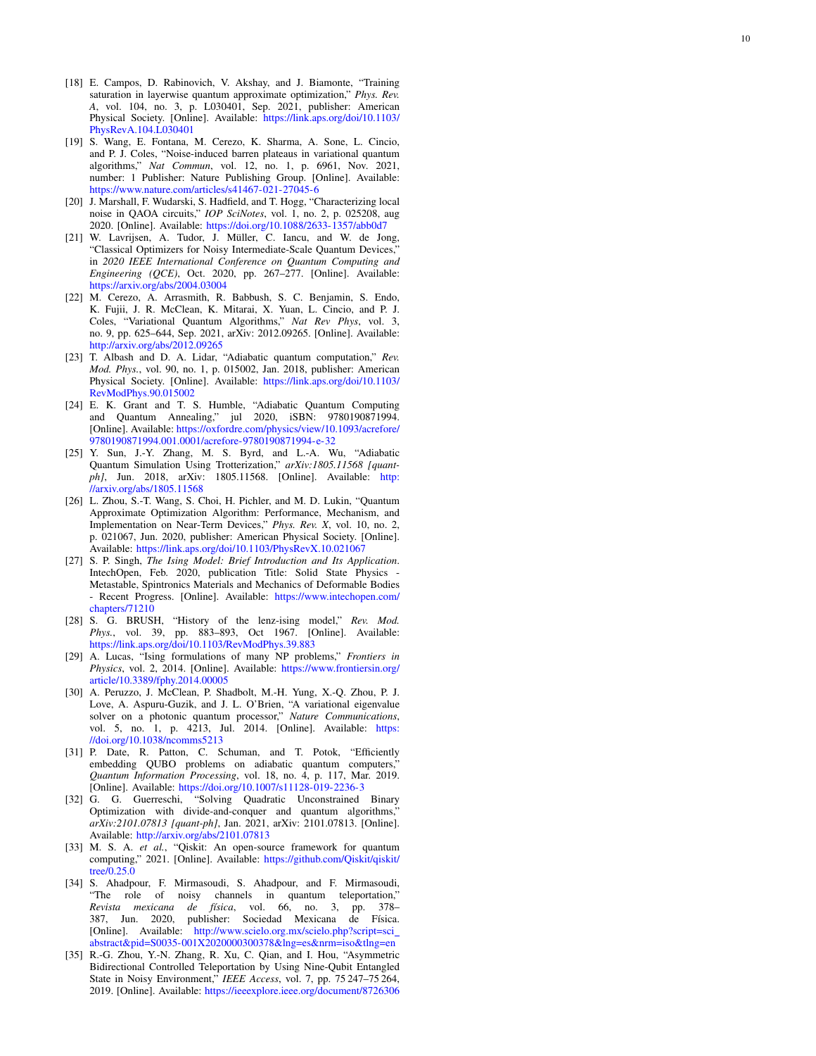[18] E. Campos, D. Rabinovich, V. Akshay, and J. Biamonte, "Training saturation in layerwise quantum approximate optimization," *Phys. Rev. A*, vol. 104, no. 3, p. L030401, Sep. 2021, publisher: American Physical Society. [Online]. Available: https://link.aps.org/doi/10.1103/PhysRevA.104.L030401

[19] S. Wang, E. Fontana, M. Cerezo, K. Sharma, A. Sone, L. Cincio, and P. J. Coles, "Noise-induced barren plateaus in variational quantum algorithms," *Nat Commun*, vol. 12, no. 1, p. 6961, Nov. 2021, number: 1 Publisher: Nature Publishing Group. [Online]. Available: https://www.nature.com/articles/s41467-021-27045-6

[20] J. Marshall, F. Wudarski, S. Hadfield, and T. Hogg, "Characterizing local noise in QAOA circuits," *IOP SciNotes*, vol. 1, no. 2, p. 025208, aug 2020. [Online]. Available: https://doi.org/10.1088/2633-1357/abb0d7

[21] W. Lavrijsen, A. Tudor, J. Müller, C. Iancu, and W. de Jong, "Classical Optimizers for Noisy Intermediate-Scale Quantum Devices," in *2020 IEEE International Conference on Quantum Computing and Engineering (QCE)*, Oct. 2020, pp. 267–277. [Online]. Available: https://arxiv.org/abs/2004.03004

[22] M. Cerezo, A. Arrasmith, R. Babbush, S. C. Benjamin, S. Endo, K. Fujii, J. R. McClean, K. Mitarai, X. Yuan, L. Cincio, and P. J. Coles, "Variational Quantum Algorithms," *Nat Rev Phys*, vol. 3, no. 9, pp. 625–644, Sep. 2021, arXiv: 2012.09265. [Online]. Available: http://arxiv.org/abs/2012.09265

[23] T. Albash and D. A. Lidar, "Adiabatic quantum computation," *Rev. Mod. Phys.*, vol. 90, no. 1, p. 015002, Jan. 2018, publisher: American Physical Society. [Online]. Available: https://link.aps.org/doi/10.1103/RevModPhys.90.015002

[24] E. K. Grant and T. S. Humble, "Adiabatic Quantum Computing and Quantum Annealing," jul 2020, iSBN: 9780190871994. [Online]. Available: https://oxfordre.com/physics/view/10.1093/acrefore/9780190871994.001.0001/acrefore-9780190871994-e-32

[25] Y. Sun, J.-Y. Zhang, M. S. Byrd, and L.-A. Wu, "Adiabatic Quantum Simulation Using Trotterization," *arXiv:1805.11568 [quant-ph]*, Jun. 2018, arXiv: 1805.11568. [Online]. Available: http://arxiv.org/abs/1805.11568

[26] L. Zhou, S.-T. Wang, S. Choi, H. Pichler, and M. D. Lukin, "Quantum Approximate Optimization Algorithm: Performance, Mechanism, and Implementation on Near-Term Devices," *Phys. Rev. X*, vol. 10, no. 2, p. 021067, Jun. 2020, publisher: American Physical Society. [Online]. Available: https://link.aps.org/doi/10.1103/PhysRevX.10.021067

[27] S. P. Singh, *The Ising Model: Brief Introduction and Its Application*. IntechOpen, Feb. 2020, publication Title: Solid State Physics - Metastable, Spintronics Materials and Mechanics of Deformable Bodies - Recent Progress. [Online]. Available: https://www.intechopen.com/chapters/71210

[28] S. G. BRUSH, "History of the lenz-ising model," *Rev. Mod. Phys.*, vol. 39, pp. 883–893, Oct 1967. [Online]. Available: https://link.aps.org/doi/10.1103/RevModPhys.39.883

[29] A. Lucas, "Ising formulations of many NP problems," *Frontiers in Physics*, vol. 2, 2014. [Online]. Available: https://www.frontiersin.org/article/10.3389/fphy.2014.00005

[30] A. Peruzzo, J. McClean, P. Shadbolt, M.-H. Yung, X.-Q. Zhou, P. J. Love, A. Aspuru-Guzik, and J. L. O'Brien, "A variational eigenvalue solver on a photonic quantum processor," *Nature Communications*, vol. 5, no. 1, p. 4213, Jul. 2014. [Online]. Available: https://doi.org/10.1038/ncomms5213

[31] P. Date, R. Patton, C. Schuman, and T. Potok, "Efficiently embedding QUBO problems on adiabatic quantum computers," *Quantum Information Processing*, vol. 18, no. 4, p. 117, Mar. 2019. [Online]. Available: https://doi.org/10.1007/s11128-019-2236-3

[32] G. G. Guerreschi, "Solving Quadratic Unconstrained Binary Optimization with divide-and-conquer and quantum algorithms," *arXiv:2101.07813 [quant-ph]*, Jan. 2021, arXiv: 2101.07813. [Online]. Available: http://arxiv.org/abs/2101.07813

[33] M. S. A. *et al.*, "Qiskit: An open-source framework for quantum computing," 2021. [Online]. Available: https://github.com/Qiskit/qiskit/tree/0.25.0

[34] S. Ahadpour, F. Mirmasoudi, S. Ahadpour, and F. Mirmasoudi, "The role of noisy channels in quantum teleportation," *Revista mexicana de física*, vol. 66, no. 3, pp. 378–387, Jun. 2020, publisher: Sociedad Mexicana de Física. [Online]. Available: http://www.scielo.org.mx/scielo.php?script=sci_abstract&pid=S0035-001X2020000300378&lng=es&nrm=iso&tlng=en

[35] R.-G. Zhou, Y.-N. Zhang, R. Xu, C. Qian, and I. Hou, "Asymmetric Bidirectional Controlled Teleportation by Using Nine-Qubit Entangled State in Noisy Environment," *IEEE Access*, vol. 7, pp. 75 247–75 264, 2019. [Online]. Available: https://ieeexplore.ieee.org/document/8726306